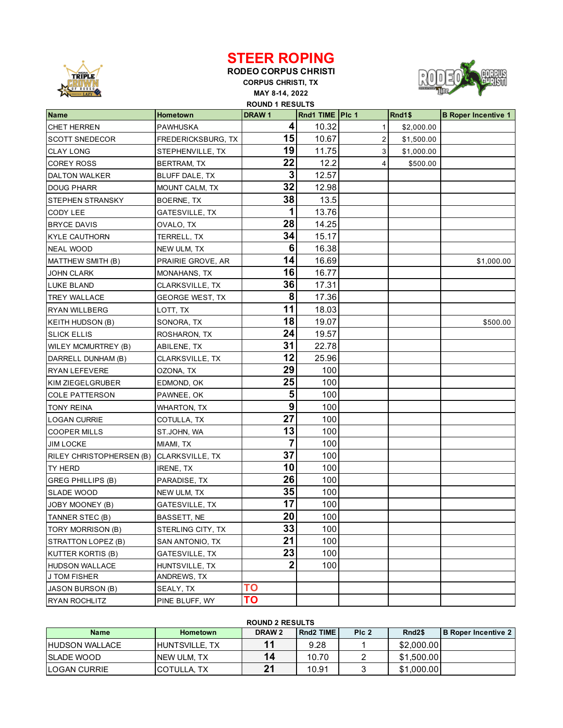# STEER ROPING

**RODEO CORPUS CHRISTI**

**CORPUS CHRISTI, TX**

**MAY 8-14, 2022**

**ROUND 1 RESULTS**

| Name | Hometown | DRAW 1 | Rnd1 TIME | Plc 1 | Rnd1$ | B Roper Incentive 1 |
|---|---|---|---|---|---|---|
| CHET HERREN | PAWHUSKA | 4 | 10.32 | 1 | $2,000.00 | |
| SCOTT SNEDECOR | FREDERICKSBURG, TX | 15 | 10.67 | 2 | $1,500.00 | |
| CLAY LONG | STEPHENVILLE, TX | 19 | 11.75 | 3 | $1,000.00 | |
| COREY ROSS | BERTRAM, TX | 22 | 12.2 | 4 | $500.00 | |
| DALTON WALKER | BLUFF DALE, TX | 3 | 12.57 | | | |
| DOUG PHARR | MOUNT CALM, TX | 32 | 12.98 | | | |
| STEPHEN STRANSKY | BOERNE, TX | 38 | 13.5 | | | |
| CODY LEE | GATESVILLE, TX | 1 | 13.76 | | | |
| BRYCE DAVIS | OVALO, TX | 28 | 14.25 | | | |
| KYLE CAUTHORN | TERRELL, TX | 34 | 15.17 | | | |
| NEAL WOOD | NEW ULM, TX | 6 | 16.38 | | | |
| MATTHEW SMITH (B) | PRAIRIE GROVE, AR | 14 | 16.69 | | | $1,000.00 |
| JOHN CLARK | MONAHANS, TX | 16 | 16.77 | | | |
| LUKE BLAND | CLARKSVILLE, TX | 36 | 17.31 | | | |
| TREY WALLACE | GEORGE WEST, TX | 8 | 17.36 | | | |
| RYAN WILLBERG | LOTT, TX | 11 | 18.03 | | | |
| KEITH HUDSON (B) | SONORA, TX | 18 | 19.07 | | | $500.00 |
| SLICK ELLIS | ROSHARON, TX | 24 | 19.57 | | | |
| WILEY MCMURTREY (B) | ABILENE, TX | 31 | 22.78 | | | |
| DARRELL DUNHAM (B) | CLARKSVILLE, TX | 12 | 25.96 | | | |
| RYAN LEFEVERE | OZONA, TX | 29 | 100 | | | |
| KIM ZIEGELGRUBER | EDMOND, OK | 25 | 100 | | | |
| COLE PATTERSON | PAWNEE, OK | 5 | 100 | | | |
| TONY REINA | WHARTON, TX | 9 | 100 | | | |
| LOGAN CURRIE | COTULLA, TX | 27 | 100 | | | |
| COOPER MILLS | ST.JOHN, WA | 13 | 100 | | | |
| JIM LOCKE | MIAMI, TX | 7 | 100 | | | |
| RILEY CHRISTOPHERSEN (B) | CLARKSVILLE, TX | 37 | 100 | | | |
| TY HERD | IRENE, TX | 10 | 100 | | | |
| GREG PHILLIPS (B) | PARADISE, TX | 26 | 100 | | | |
| SLADE WOOD | NEW ULM, TX | 35 | 100 | | | |
| JOBY MOONEY (B) | GATESVILLE, TX | 17 | 100 | | | |
| TANNER STEC (B) | BASSETT, NE | 20 | 100 | | | |
| TORY MORRISON (B) | STERLING CITY, TX | 33 | 100 | | | |
| STRATTON LOPEZ (B) | SAN ANTONIO, TX | 21 | 100 | | | |
| KUTTER KORTIS (B) | GATESVILLE, TX | 23 | 100 | | | |
| HUDSON WALLACE | HUNTSVILLE, TX | 2 | 100 | | | |
| J TOM FISHER | ANDREWS, TX | | | | | |
| JASON BURSON (B) | SEALY, TX | TO | | | | |
| RYAN ROCHLITZ | PINE BLUFF, WY | TO | | | | |

**ROUND 2 RESULTS**

| Name | Hometown | DRAW 2 | Rnd2 TIME | Plc 2 | Rnd2$ | B Roper Incentive 2 |
|---|---|---|---|---|---|---|
| HUDSON WALLACE | HUNTSVILLE, TX | 11 | 9.28 | 1 | $2,000.00 | |
| SLADE WOOD | NEW ULM, TX | 14 | 10.70 | 2 | $1,500.00 | |
| LOGAN CURRIE | COTULLA, TX | 21 | 10.91 | 3 | $1,000.00 | |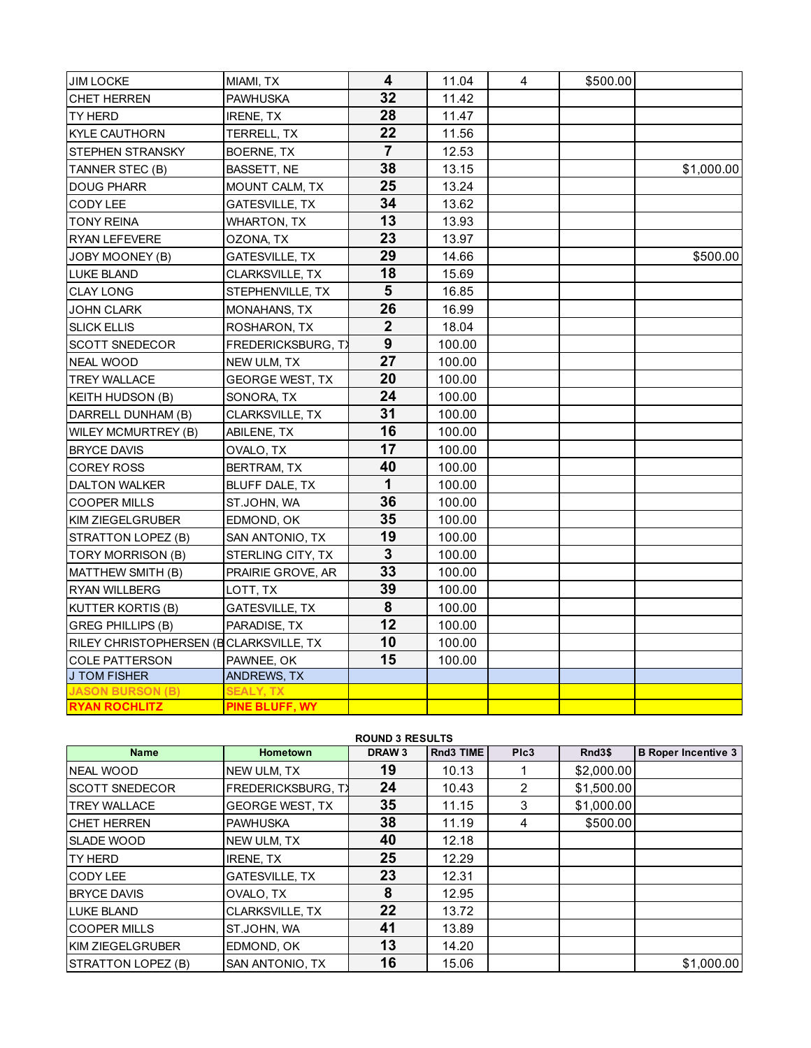| | | | | | | |
|---|---|---|---|---|---|---|
| JIM LOCKE | MIAMI, TX | 4 | 11.04 | 4 | $500.00 | |
| CHET HERREN | PAWHUSKA | 32 | 11.42 | | | |
| TY HERD | IRENE, TX | 28 | 11.47 | | | |
| KYLE CAUTHORN | TERRELL, TX | 22 | 11.56 | | | |
| STEPHEN STRANSKY | BOERNE, TX | 7 | 12.53 | | | |
| TANNER STEC (B) | BASSETT, NE | 38 | 13.15 | | | $1,000.00 |
| DOUG PHARR | MOUNT CALM, TX | 25 | 13.24 | | | |
| CODY LEE | GATESVILLE, TX | 34 | 13.62 | | | |
| TONY REINA | WHARTON, TX | 13 | 13.93 | | | |
| RYAN LEFEVERE | OZONA, TX | 23 | 13.97 | | | |
| JOBY MOONEY (B) | GATESVILLE, TX | 29 | 14.66 | | | $500.00 |
| LUKE BLAND | CLARKSVILLE, TX | 18 | 15.69 | | | |
| CLAY LONG | STEPHENVILLE, TX | 5 | 16.85 | | | |
| JOHN CLARK | MONAHANS, TX | 26 | 16.99 | | | |
| SLICK ELLIS | ROSHARON, TX | 2 | 18.04 | | | |
| SCOTT SNEDECOR | FREDERICKSBURG, TX | 9 | 100.00 | | | |
| NEAL WOOD | NEW ULM, TX | 27 | 100.00 | | | |
| TREY WALLACE | GEORGE WEST, TX | 20 | 100.00 | | | |
| KEITH HUDSON (B) | SONORA, TX | 24 | 100.00 | | | |
| DARRELL DUNHAM (B) | CLARKSVILLE, TX | 31 | 100.00 | | | |
| WILEY MCMURTREY (B) | ABILENE, TX | 16 | 100.00 | | | |
| BRYCE DAVIS | OVALO, TX | 17 | 100.00 | | | |
| COREY ROSS | BERTRAM, TX | 40 | 100.00 | | | |
| DALTON WALKER | BLUFF DALE, TX | 1 | 100.00 | | | |
| COOPER MILLS | ST.JOHN, WA | 36 | 100.00 | | | |
| KIM ZIEGELGRUBER | EDMOND, OK | 35 | 100.00 | | | |
| STRATTON LOPEZ (B) | SAN ANTONIO, TX | 19 | 100.00 | | | |
| TORY MORRISON (B) | STERLING CITY, TX | 3 | 100.00 | | | |
| MATTHEW SMITH (B) | PRAIRIE GROVE, AR | 33 | 100.00 | | | |
| RYAN WILLBERG | LOTT, TX | 39 | 100.00 | | | |
| KUTTER KORTIS (B) | GATESVILLE, TX | 8 | 100.00 | | | |
| GREG PHILLIPS (B) | PARADISE, TX | 12 | 100.00 | | | |
| RILEY CHRISTOPHERSEN (B) | CLARKSVILLE, TX | 10 | 100.00 | | | |
| COLE PATTERSON | PAWNEE, OK | 15 | 100.00 | | | |
| J TOM FISHER | ANDREWS, TX | | | | | |
| JASON BURSON (B) | SEALY, TX | | | | | |
| RYAN ROCHLITZ | PINE BLUFF, WY | | | | | |

**ROUND 3 RESULTS**

| Name | Hometown | DRAW 3 | Rnd3 TIME | Plc3 | Rnd3$ | B Roper Incentive 3 |
|---|---|---|---|---|---|---|
| NEAL WOOD | NEW ULM, TX | 19 | 10.13 | 1 | $2,000.00 | |
| SCOTT SNEDECOR | FREDERICKSBURG, TX | 24 | 10.43 | 2 | $1,500.00 | |
| TREY WALLACE | GEORGE WEST, TX | 35 | 11.15 | 3 | $1,000.00 | |
| CHET HERREN | PAWHUSKA | 38 | 11.19 | 4 | $500.00 | |
| SLADE WOOD | NEW ULM, TX | 40 | 12.18 | | | |
| TY HERD | IRENE, TX | 25 | 12.29 | | | |
| CODY LEE | GATESVILLE, TX | 23 | 12.31 | | | |
| BRYCE DAVIS | OVALO, TX | 8 | 12.95 | | | |
| LUKE BLAND | CLARKSVILLE, TX | 22 | 13.72 | | | |
| COOPER MILLS | ST.JOHN, WA | 41 | 13.89 | | | |
| KIM ZIEGELGRUBER | EDMOND, OK | 13 | 14.20 | | | |
| STRATTON LOPEZ (B) | SAN ANTONIO, TX | 16 | 15.06 | | | $1,000.00 |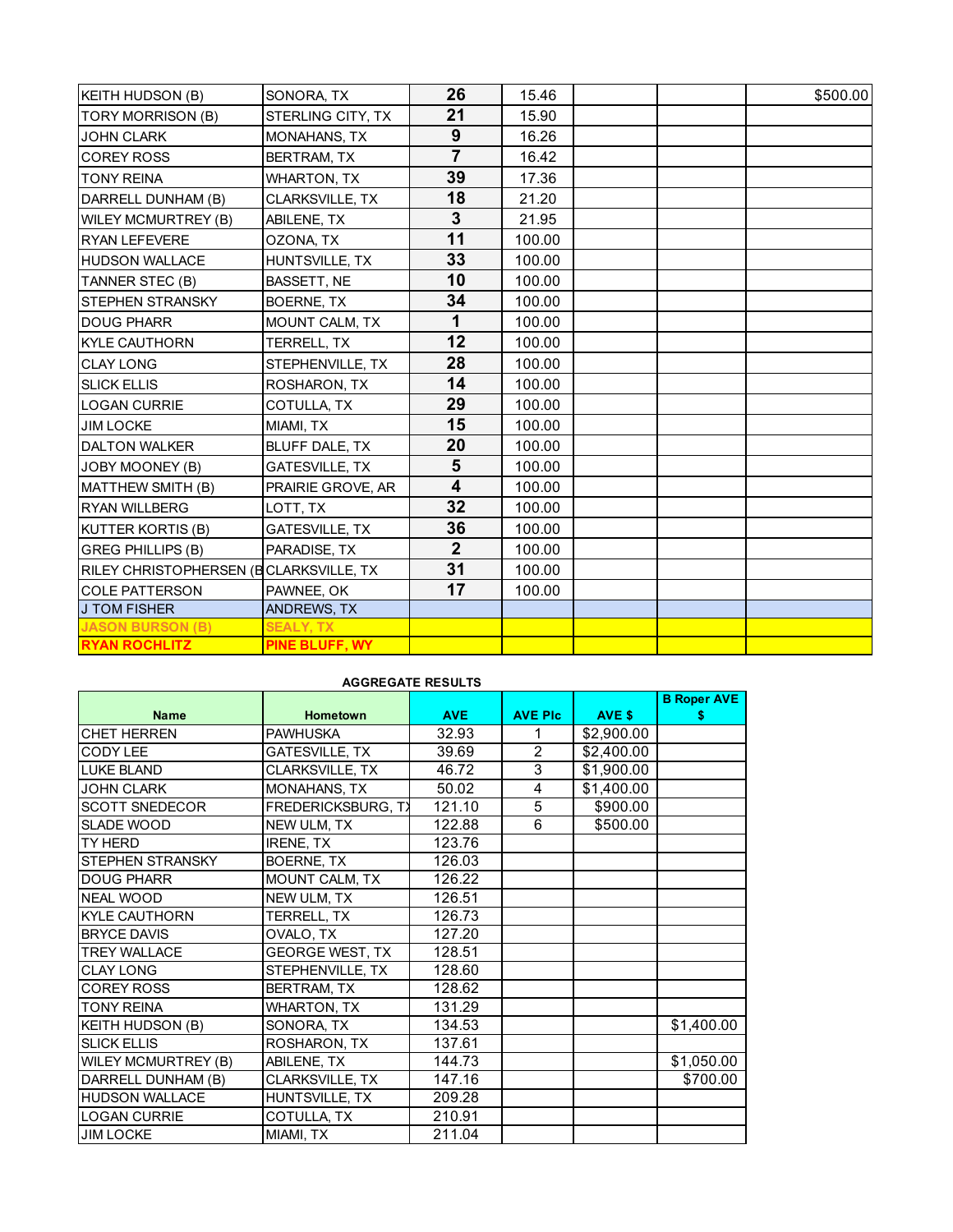| | | | | | | |
|---|---|---|---|---|---|---|
| KEITH HUDSON (B) | SONORA, TX | 26 | 15.46 | | | $500.00 |
| TORY MORRISON (B) | STERLING CITY, TX | 21 | 15.90 | | | |
| JOHN CLARK | MONAHANS, TX | 9 | 16.26 | | | |
| COREY ROSS | BERTRAM, TX | 7 | 16.42 | | | |
| TONY REINA | WHARTON, TX | 39 | 17.36 | | | |
| DARRELL DUNHAM (B) | CLARKSVILLE, TX | 18 | 21.20 | | | |
| WILEY MCMURTREY (B) | ABILENE, TX | 3 | 21.95 | | | |
| RYAN LEFEVERE | OZONA, TX | 11 | 100.00 | | | |
| HUDSON WALLACE | HUNTSVILLE, TX | 33 | 100.00 | | | |
| TANNER STEC (B) | BASSETT, NE | 10 | 100.00 | | | |
| STEPHEN STRANSKY | BOERNE, TX | 34 | 100.00 | | | |
| DOUG PHARR | MOUNT CALM, TX | 1 | 100.00 | | | |
| KYLE CAUTHORN | TERRELL, TX | 12 | 100.00 | | | |
| CLAY LONG | STEPHENVILLE, TX | 28 | 100.00 | | | |
| SLICK ELLIS | ROSHARON, TX | 14 | 100.00 | | | |
| LOGAN CURRIE | COTULLA, TX | 29 | 100.00 | | | |
| JIM LOCKE | MIAMI, TX | 15 | 100.00 | | | |
| DALTON WALKER | BLUFF DALE, TX | 20 | 100.00 | | | |
| JOBY MOONEY (B) | GATESVILLE, TX | 5 | 100.00 | | | |
| MATTHEW SMITH (B) | PRAIRIE GROVE, AR | 4 | 100.00 | | | |
| RYAN WILLBERG | LOTT, TX | 32 | 100.00 | | | |
| KUTTER KORTIS (B) | GATESVILLE, TX | 36 | 100.00 | | | |
| GREG PHILLIPS (B) | PARADISE, TX | 2 | 100.00 | | | |
| RILEY CHRISTOPHERSEN (B | CLARKSVILLE, TX | 31 | 100.00 | | | |
| COLE PATTERSON | PAWNEE, OK | 17 | 100.00 | | | |
| J TOM FISHER | ANDREWS, TX | | | | | |
| JASON BURSON (B) | SEALY, TX | | | | | |
| RYAN ROCHLITZ | PINE BLUFF, WY | | | | | |

**AGGREGATE RESULTS**

| Name | Hometown | AVE | AVE Plc | AVE $ | B Roper AVE $ |
|---|---|---|---|---|---|
| CHET HERREN | PAWHUSKA | 32.93 | 1 | $2,900.00 | |
| CODY LEE | GATESVILLE, TX | 39.69 | 2 | $2,400.00 | |
| LUKE BLAND | CLARKSVILLE, TX | 46.72 | 3 | $1,900.00 | |
| JOHN CLARK | MONAHANS, TX | 50.02 | 4 | $1,400.00 | |
| SCOTT SNEDECOR | FREDERICKSBURG, TX | 121.10 | 5 | $900.00 | |
| SLADE WOOD | NEW ULM, TX | 122.88 | 6 | $500.00 | |
| TY HERD | IRENE, TX | 123.76 | | | |
| STEPHEN STRANSKY | BOERNE, TX | 126.03 | | | |
| DOUG PHARR | MOUNT CALM, TX | 126.22 | | | |
| NEAL WOOD | NEW ULM, TX | 126.51 | | | |
| KYLE CAUTHORN | TERRELL, TX | 126.73 | | | |
| BRYCE DAVIS | OVALO, TX | 127.20 | | | |
| TREY WALLACE | GEORGE WEST, TX | 128.51 | | | |
| CLAY LONG | STEPHENVILLE, TX | 128.60 | | | |
| COREY ROSS | BERTRAM, TX | 128.62 | | | |
| TONY REINA | WHARTON, TX | 131.29 | | | |
| KEITH HUDSON (B) | SONORA, TX | 134.53 | | | $1,400.00 |
| SLICK ELLIS | ROSHARON, TX | 137.61 | | | |
| WILEY MCMURTREY (B) | ABILENE, TX | 144.73 | | | $1,050.00 |
| DARRELL DUNHAM (B) | CLARKSVILLE, TX | 147.16 | | | $700.00 |
| HUDSON WALLACE | HUNTSVILLE, TX | 209.28 | | | |
| LOGAN CURRIE | COTULLA, TX | 210.91 | | | |
| JIM LOCKE | MIAMI, TX | 211.04 | | | |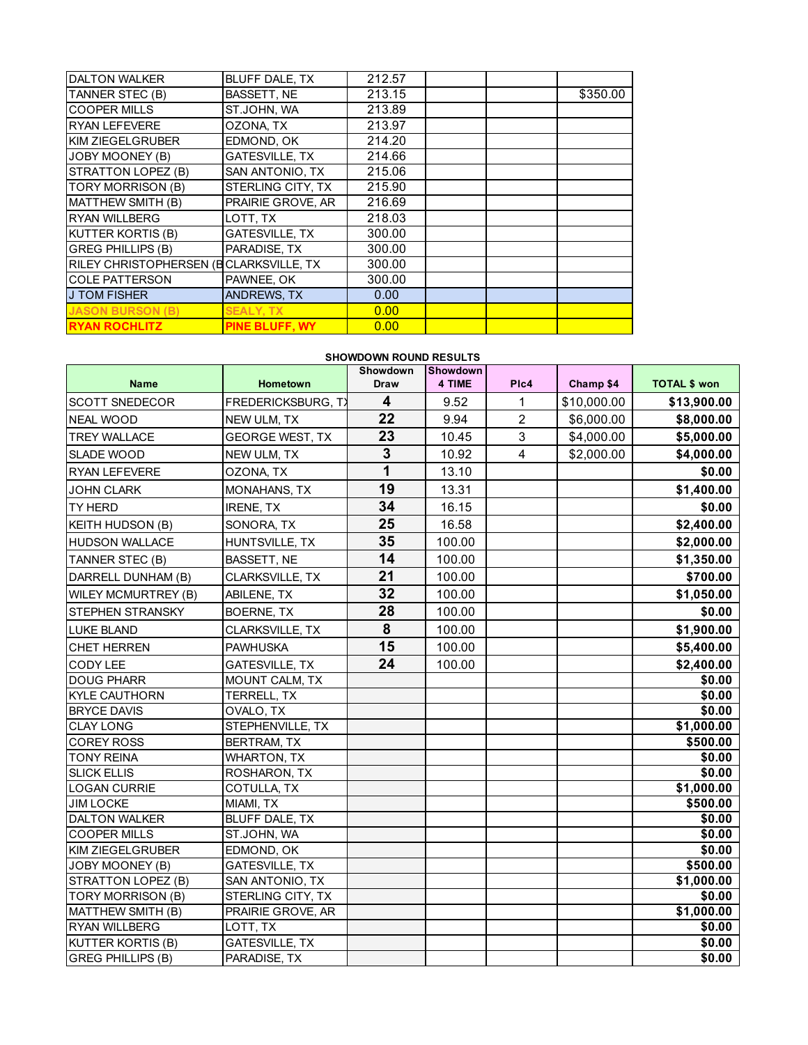| | | | | | |
|---|---|---|---|---|---|
| DALTON WALKER | BLUFF DALE, TX | 212.57 | | | |
| TANNER STEC (B) | BASSETT, NE | 213.15 | | | $350.00 |
| COOPER MILLS | ST.JOHN, WA | 213.89 | | | |
| RYAN LEFEVERE | OZONA, TX | 213.97 | | | |
| KIM ZIEGELGRUBER | EDMOND, OK | 214.20 | | | |
| JOBY MOONEY (B) | GATESVILLE, TX | 214.66 | | | |
| STRATTON LOPEZ (B) | SAN ANTONIO, TX | 215.06 | | | |
| TORY MORRISON (B) | STERLING CITY, TX | 215.90 | | | |
| MATTHEW SMITH (B) | PRAIRIE GROVE, AR | 216.69 | | | |
| RYAN WILLBERG | LOTT, TX | 218.03 | | | |
| KUTTER KORTIS (B) | GATESVILLE, TX | 300.00 | | | |
| GREG PHILLIPS (B) | PARADISE, TX | 300.00 | | | |
| RILEY CHRISTOPHERSEN (B | CLARKSVILLE, TX | 300.00 | | | |
| COLE PATTERSON | PAWNEE, OK | 300.00 | | | |
| J TOM FISHER | ANDREWS, TX | 0.00 | | | |
| JASON BURSON (B) | SEALY, TX | 0.00 | | | |
| RYAN ROCHLITZ | PINE BLUFF, WY | 0.00 | | | |

**SHOWDOWN ROUND RESULTS**

| Name | Hometown | Showdown Draw | Showdown 4 TIME | Plc4 | Champ $4 | TOTAL $ won |
|---|---|---|---|---|---|---|
| SCOTT SNEDECOR | FREDERICKSBURG, TX | 4 | 9.52 | 1 | $10,000.00 | $13,900.00 |
| NEAL WOOD | NEW ULM, TX | 22 | 9.94 | 2 | $6,000.00 | $8,000.00 |
| TREY WALLACE | GEORGE WEST, TX | 23 | 10.45 | 3 | $4,000.00 | $5,000.00 |
| SLADE WOOD | NEW ULM, TX | 3 | 10.92 | 4 | $2,000.00 | $4,000.00 |
| RYAN LEFEVERE | OZONA, TX | 1 | 13.10 | | | $0.00 |
| JOHN CLARK | MONAHANS, TX | 19 | 13.31 | | | $1,400.00 |
| TY HERD | IRENE, TX | 34 | 16.15 | | | $0.00 |
| KEITH HUDSON (B) | SONORA, TX | 25 | 16.58 | | | $2,400.00 |
| HUDSON WALLACE | HUNTSVILLE, TX | 35 | 100.00 | | | $2,000.00 |
| TANNER STEC (B) | BASSETT, NE | 14 | 100.00 | | | $1,350.00 |
| DARRELL DUNHAM (B) | CLARKSVILLE, TX | 21 | 100.00 | | | $700.00 |
| WILEY MCMURTREY (B) | ABILENE, TX | 32 | 100.00 | | | $1,050.00 |
| STEPHEN STRANSKY | BOERNE, TX | 28 | 100.00 | | | $0.00 |
| LUKE BLAND | CLARKSVILLE, TX | 8 | 100.00 | | | $1,900.00 |
| CHET HERREN | PAWHUSKA | 15 | 100.00 | | | $5,400.00 |
| CODY LEE | GATESVILLE, TX | 24 | 100.00 | | | $2,400.00 |
| DOUG PHARR | MOUNT CALM, TX | | | | | $0.00 |
| KYLE CAUTHORN | TERRELL, TX | | | | | $0.00 |
| BRYCE DAVIS | OVALO, TX | | | | | $0.00 |
| CLAY LONG | STEPHENVILLE, TX | | | | | $1,000.00 |
| COREY ROSS | BERTRAM, TX | | | | | $500.00 |
| TONY REINA | WHARTON, TX | | | | | $0.00 |
| SLICK ELLIS | ROSHARON, TX | | | | | $0.00 |
| LOGAN CURRIE | COTULLA, TX | | | | | $1,000.00 |
| JIM LOCKE | MIAMI, TX | | | | | $500.00 |
| DALTON WALKER | BLUFF DALE, TX | | | | | $0.00 |
| COOPER MILLS | ST.JOHN, WA | | | | | $0.00 |
| KIM ZIEGELGRUBER | EDMOND, OK | | | | | $0.00 |
| JOBY MOONEY (B) | GATESVILLE, TX | | | | | $500.00 |
| STRATTON LOPEZ (B) | SAN ANTONIO, TX | | | | | $1,000.00 |
| TORY MORRISON (B) | STERLING CITY, TX | | | | | $0.00 |
| MATTHEW SMITH (B) | PRAIRIE GROVE, AR | | | | | $1,000.00 |
| RYAN WILLBERG | LOTT, TX | | | | | $0.00 |
| KUTTER KORTIS (B) | GATESVILLE, TX | | | | | $0.00 |
| GREG PHILLIPS (B) | PARADISE, TX | | | | | $0.00 |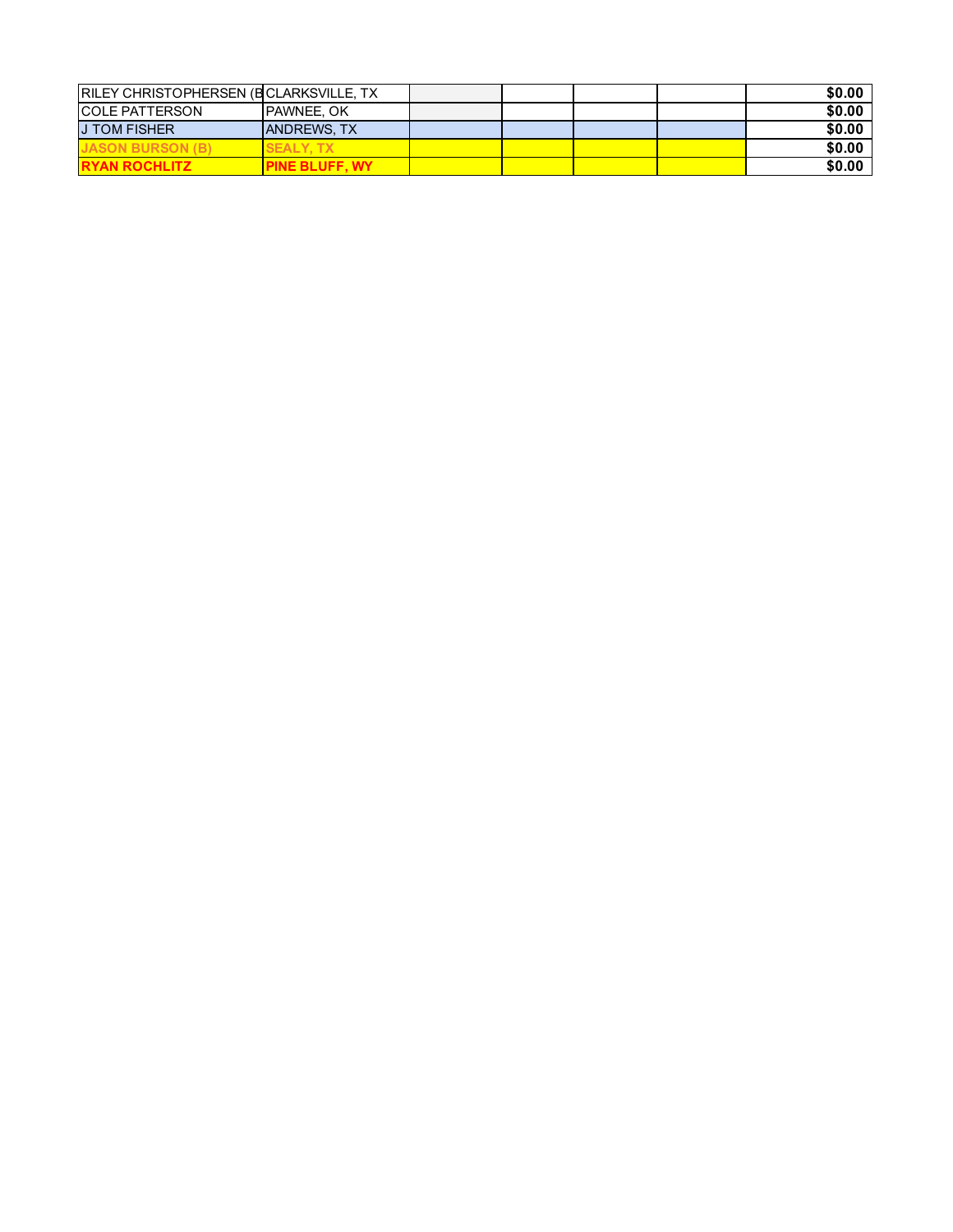| | | | | | | |
|---|---|---|---|---|---|---|
| RILEY CHRISTOPHERSEN (B | CLARKSVILLE, TX | | | | | **$0.00** |
| COLE PATTERSON | PAWNEE, OK | | | | | **$0.00** |
| J TOM FISHER | ANDREWS, TX | | | | | **$0.00** |
| **JASON BURSON (B)** | **SEALY, TX** | | | | | **$0.00** |
| **RYAN ROCHLITZ** | **PINE BLUFF, WY** | | | | | **$0.00** |